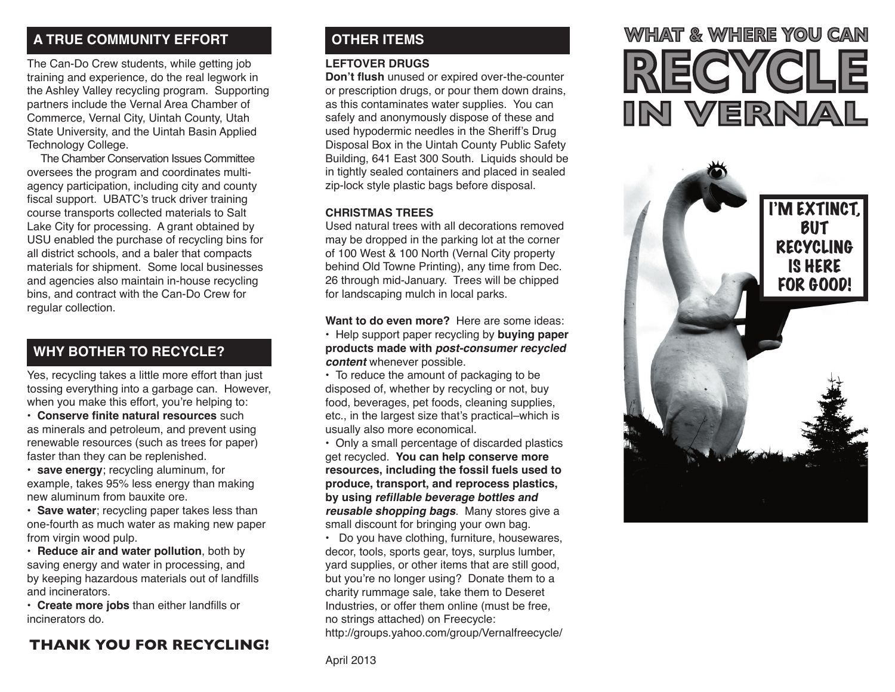## A TRUE COMMUNITY EFFORT

The Can-Do Crew students, while getting job training and experience, do the real legwork in the Ashley Valley recycling program. Supporting partners include the Vernal Area Chamber of Commerce, Vernal City, Uintah County, Utah State University, and the Uintah Basin Applied Technology College.

The Chamber Conservation Issues Committee oversees the program and coordinates multi-agency participation, including city and county fiscal support. UBATC's truck driver training course transports collected materials to Salt Lake City for processing. A grant obtained by USU enabled the purchase of recycling bins for all district schools, and a baler that compacts materials for shipment. Some local businesses and agencies also maintain in-house recycling bins, and contract with the Can-Do Crew for regular collection.

## WHY BOTHER TO RECYCLE?

Yes, recycling takes a little more effort than just tossing everything into a garbage can. However, when you make this effort, you're helping to:

- **Conserve finite natural resources** such as minerals and petroleum, and prevent using renewable resources (such as trees for paper) faster than they can be replenished.
- **save energy**; recycling aluminum, for example, takes 95% less energy than making new aluminum from bauxite ore.
- **Save water**; recycling paper takes less than one-fourth as much water as making new paper from virgin wood pulp.
- **Reduce air and water pollution**, both by saving energy and water in processing, and by keeping hazardous materials out of landfills and incinerators.
- **Create more jobs** than either landfills or incinerators do.

**THANK YOU FOR RECYCLING!**

## OTHER ITEMS

**LEFTOVER DRUGS**

**Don't flush** unused or expired over-the-counter or prescription drugs, or pour them down drains, as this contaminates water supplies. You can safely and anonymously dispose of these and used hypodermic needles in the Sheriff's Drug Disposal Box in the Uintah County Public Safety Building, 641 East 300 South. Liquids should be in tightly sealed containers and placed in sealed zip-lock style plastic bags before disposal.

**CHRISTMAS TREES**

Used natural trees with all decorations removed may be dropped in the parking lot at the corner of 100 West & 100 North (Vernal City property behind Old Towne Printing), any time from Dec. 26 through mid-January. Trees will be chipped for landscaping mulch in local parks.

**Want to do even more?** Here are some ideas:

- Help support paper recycling by **buying paper products made with *post-consumer recycled content*** whenever possible.
- To reduce the amount of packaging to be disposed of, whether by recycling or not, buy food, beverages, pet foods, cleaning supplies, etc., in the largest size that's practical–which is usually also more economical.
- Only a small percentage of discarded plastics get recycled. **You can help conserve more resources, including the fossil fuels used to produce, transport, and reprocess plastics, by using *refillable beverage bottles and reusable shopping bags***. Many stores give a small discount for bringing your own bag.
- Do you have clothing, furniture, housewares, decor, tools, sports gear, toys, surplus lumber, yard supplies, or other items that are still good, but you're no longer using? Donate them to a charity rummage sale, take them to Deseret Industries, or offer them online (must be free, no strings attached) on Freecycle: http://groups.yahoo.com/group/Vernalfreecycle/

April 2013

# WHAT & WHERE YOU CAN RECYCLE IN VERNAL

I'M EXTINCT, BUT RECYCLING IS HERE FOR GOOD!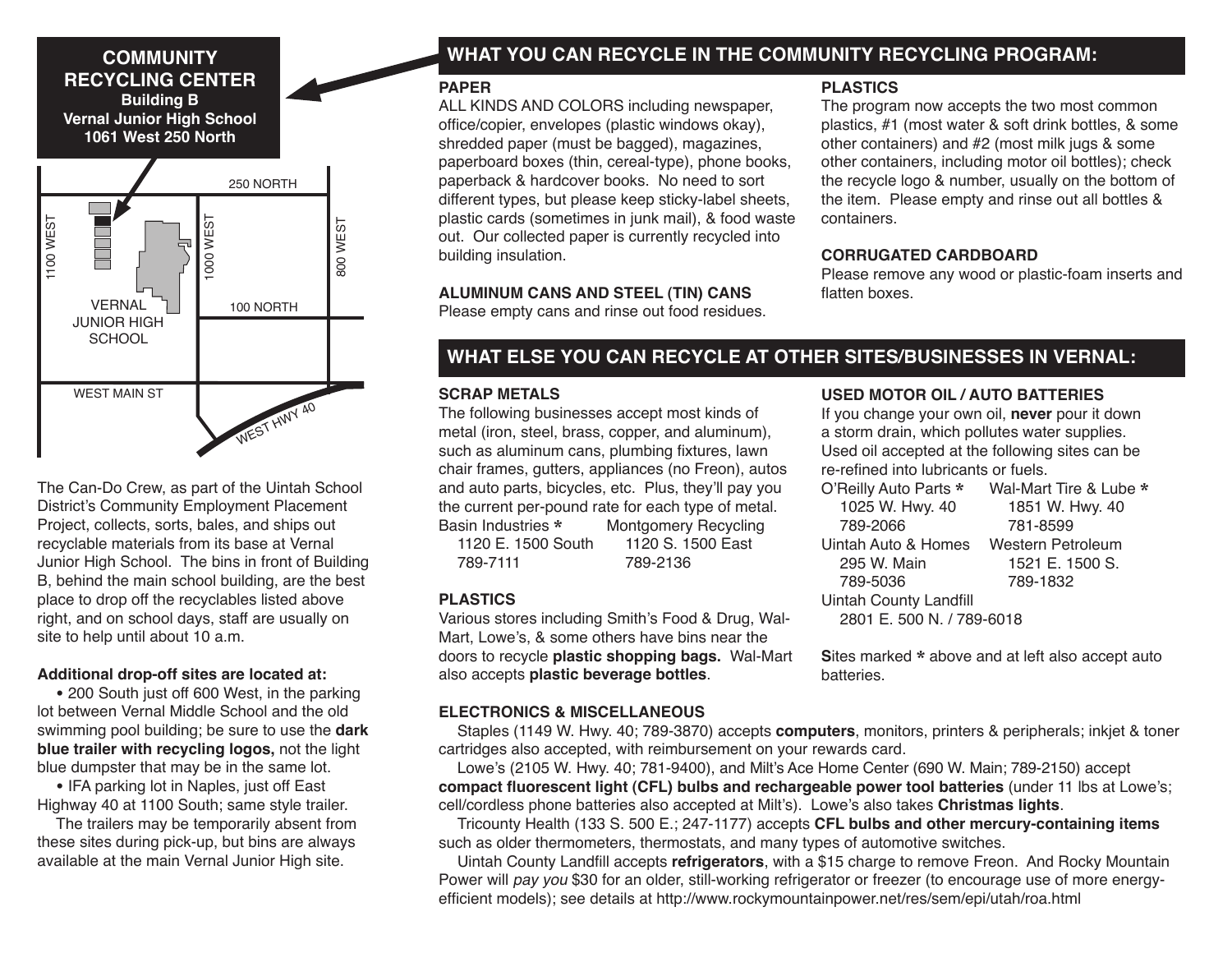## COMMUNITY RECYCLING CENTER

**Building B**
**Vernal Junior High School**
**1061 West 250 North**

250 NORTH
1100 WEST
1000 WEST
800 WEST
100 NORTH
VERNAL JUNIOR HIGH SCHOOL
WEST MAIN ST
WEST HWY 40

The Can-Do Crew, as part of the Uintah School District's Community Employment Placement Project, collects, sorts, bales, and ships out recyclable materials from its base at Vernal Junior High School. The bins in front of Building B, behind the main school building, are the best place to drop off the recyclables listed above right, and on school days, staff are usually on site to help until about 10 a.m.

**Additional drop-off sites are located at:**

- 200 South just off 600 West, in the parking lot between Vernal Middle School and the old swimming pool building; be sure to use the **dark blue trailer with recycling logos,** not the light blue dumpster that may be in the same lot.
- IFA parking lot in Naples, just off East Highway 40 at 1100 South; same style trailer.

The trailers may be temporarily absent from these sites during pick-up, but bins are always available at the main Vernal Junior High site.

## WHAT YOU CAN RECYCLE IN THE COMMUNITY RECYCLING PROGRAM:

### PAPER

ALL KINDS AND COLORS including newspaper, office/copier, envelopes (plastic windows okay), shredded paper (must be bagged), magazines, paperboard boxes (thin, cereal-type), phone books, paperback & hardcover books. No need to sort different types, but please keep sticky-label sheets, plastic cards (sometimes in junk mail), & food waste out. Our collected paper is currently recycled into building insulation.

### ALUMINUM CANS AND STEEL (TIN) CANS

Please empty cans and rinse out food residues.

### PLASTICS

The program now accepts the two most common plastics, #1 (most water & soft drink bottles, & some other containers) and #2 (most milk jugs & some other containers, including motor oil bottles); check the recycle logo & number, usually on the bottom of the item. Please empty and rinse out all bottles & containers.

### CORRUGATED CARDBOARD

Please remove any wood or plastic-foam inserts and flatten boxes.

## WHAT ELSE YOU CAN RECYCLE AT OTHER SITES/BUSINESSES IN VERNAL:

### SCRAP METALS

The following businesses accept most kinds of metal (iron, steel, brass, copper, and aluminum), such as aluminum cans, plumbing fixtures, lawn chair frames, gutters, appliances (no Freon), autos and auto parts, bicycles, etc. Plus, they'll pay you the current per-pound rate for each type of metal.

Basin Industries *
1120 E. 1500 South
789-7111

Montgomery Recycling
1120 S. 1500 East
789-2136

### PLASTICS

Various stores including Smith's Food & Drug, Wal-Mart, Lowe's, & some others have bins near the doors to recycle **plastic shopping bags.** Wal-Mart also accepts **plastic beverage bottles**.

### USED MOTOR OIL / AUTO BATTERIES

If you change your own oil, **never** pour it down a storm drain, which pollutes water supplies. Used oil accepted at the following sites can be re-refined into lubricants or fuels.

O'Reilly Auto Parts *
1025 W. Hwy. 40
789-2066

Wal-Mart Tire & Lube *
1851 W. Hwy. 40
781-8599

Uintah Auto & Homes
295 W. Main
789-5036

Western Petroleum
1521 E. 1500 S.
789-1832

Uintah County Landfill
2801 E. 500 N. / 789-6018

**S**ites marked * above and at left also accept auto batteries.

### ELECTRONICS & MISCELLANEOUS

Staples (1149 W. Hwy. 40; 789-3870) accepts **computers**, monitors, printers & peripherals; inkjet & toner cartridges also accepted, with reimbursement on your rewards card.

Lowe's (2105 W. Hwy. 40; 781-9400), and Milt's Ace Home Center (690 W. Main; 789-2150) accept **compact fluorescent light (CFL) bulbs and rechargeable power tool batteries** (under 11 lbs at Lowe's; cell/cordless phone batteries also accepted at Milt's). Lowe's also takes **Christmas lights**.

Tricounty Health (133 S. 500 E.; 247-1177) accepts **CFL bulbs and other mercury-containing items** such as older thermometers, thermostats, and many types of automotive switches.

Uintah County Landfill accepts **refrigerators**, with a $15 charge to remove Freon. And Rocky Mountain Power will *pay you* $30 for an older, still-working refrigerator or freezer (to encourage use of more energy-efficient models); see details at http://www.rockymountainpower.net/res/sem/epi/utah/roa.html